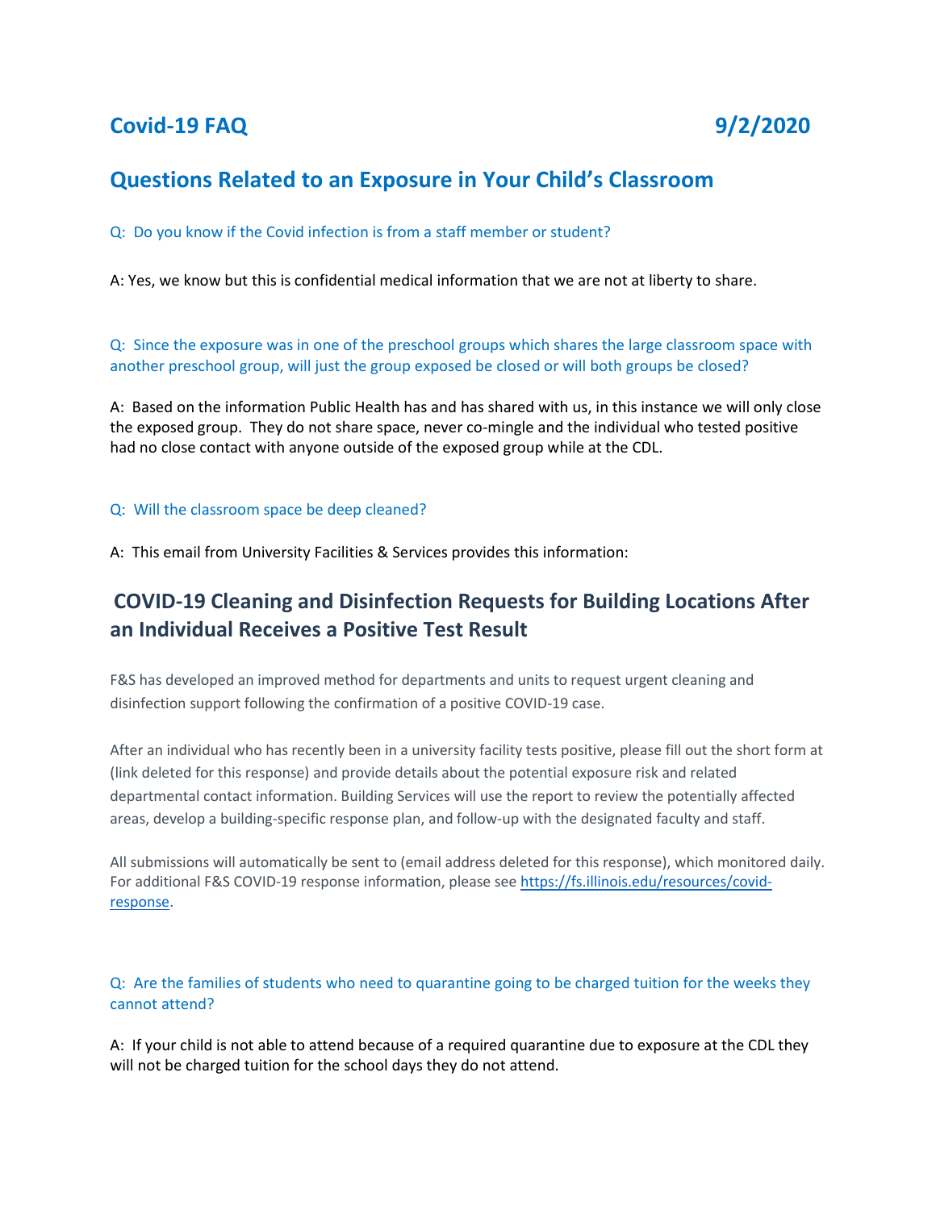# Covid-19 FAQ 9/2/2020

## Questions Related to an Exposure in Your Child's Classroom

Q: Do you know if the Covid infection is from a staff member or student?

A: Yes, we know but this is confidential medical information that we are not at liberty to share.

Q: Since the exposure was in one of the preschool groups which shares the large classroom space with another preschool group, will just the group exposed be closed or will both groups be closed?

A: Based on the information Public Health has and has shared with us, in this instance we will only close the exposed group. They do not share space, never co-mingle and the individual who tested positive had no close contact with anyone outside of the exposed group while at the CDL.

Q: Will the classroom space be deep cleaned?

A: This email from University Facilities & Services provides this information:

## COVID-19 Cleaning and Disinfection Requests for Building Locations After an Individual Receives a Positive Test Result

F&S has developed an improved method for departments and units to request urgent cleaning and disinfection support following the confirmation of a positive COVID-19 case.

After an individual who has recently been in a university facility tests positive, please fill out the short form at (link deleted for this response) and provide details about the potential exposure risk and related departmental contact information. Building Services will use the report to review the potentially affected areas, develop a building-specific response plan, and follow-up with the designated faculty and staff.

All submissions will automatically be sent to (email address deleted for this response), which monitored daily. For additional F&S COVID-19 response information, please see https://fs.illinois.edu/resources/covid-response.

Q: Are the families of students who need to quarantine going to be charged tuition for the weeks they cannot attend?

A: If your child is not able to attend because of a required quarantine due to exposure at the CDL they will not be charged tuition for the school days they do not attend.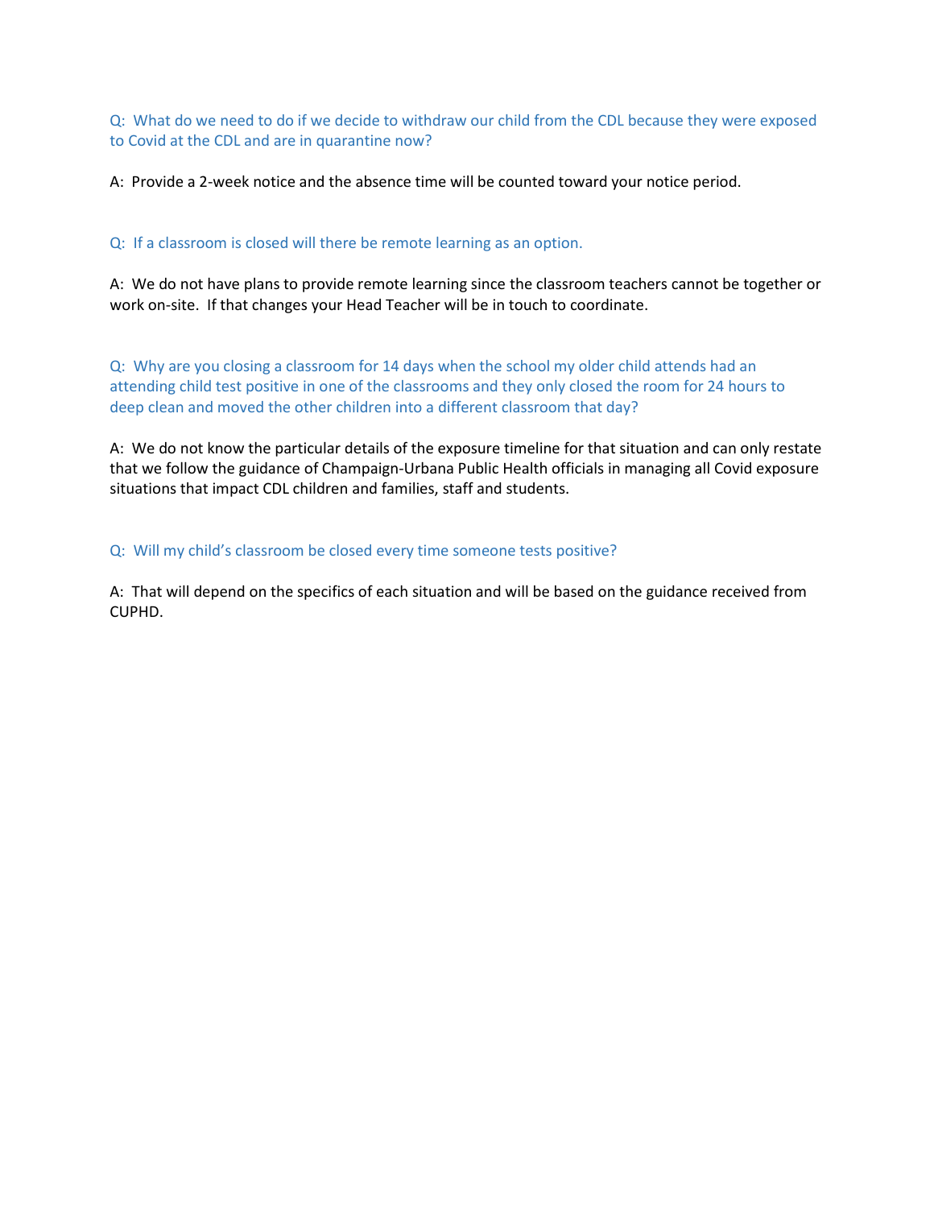Q: What do we need to do if we decide to withdraw our child from the CDL because they were exposed to Covid at the CDL and are in quarantine now?

A: Provide a 2-week notice and the absence time will be counted toward your notice period.

Q: If a classroom is closed will there be remote learning as an option.

A: We do not have plans to provide remote learning since the classroom teachers cannot be together or work on-site. If that changes your Head Teacher will be in touch to coordinate.

Q: Why are you closing a classroom for 14 days when the school my older child attends had an attending child test positive in one of the classrooms and they only closed the room for 24 hours to deep clean and moved the other children into a different classroom that day?

A: We do not know the particular details of the exposure timeline for that situation and can only restate that we follow the guidance of Champaign-Urbana Public Health officials in managing all Covid exposure situations that impact CDL children and families, staff and students.

Q: Will my child's classroom be closed every time someone tests positive?

A: That will depend on the specifics of each situation and will be based on the guidance received from CUPHD.